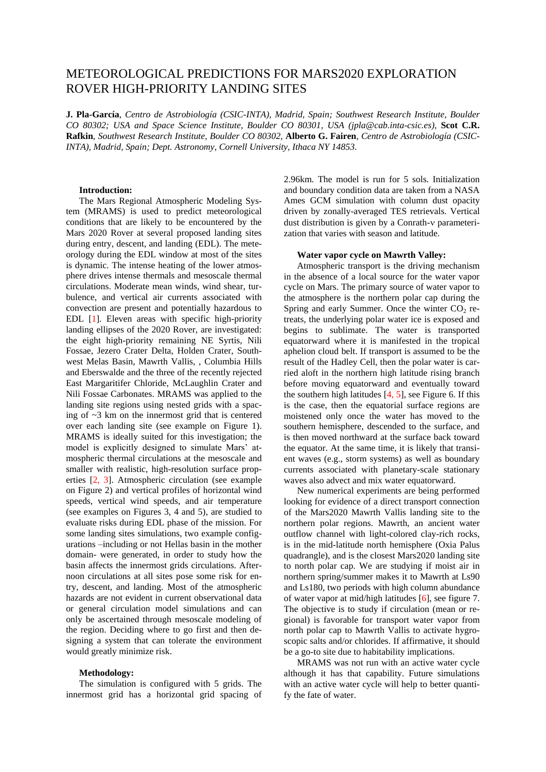# METEOROLOGICAL PREDICTIONS FOR MARS2020 EXPLORATION ROVER HIGH-PRIORITY LANDING SITES

**J. Pla-García**, *Centro de Astrobiología (CSIC-INTA), Madrid, Spain; Southwest Research Institute, Boulder CO 80302; USA and Space Science Institute, Boulder CO 80301, USA (jpla@cab.inta-csic.es)*, **Scot C.R. Rafkin**, *Southwest Research Institute, Boulder CO 80302*, **Alberto G. Fairen**, *Centro de Astrobiología (CSIC-INTA), Madrid, Spain; Dept. Astronomy, Cornell University, Ithaca NY 14853.*

**Introduction:**

The Mars Regional Atmospheric Modeling System (MRAMS) is used to predict meteorological conditions that are likely to be encountered by the Mars 2020 Rover at several proposed landing sites during entry, descent, and landing (EDL). The meteorology during the EDL window at most of the sites is dynamic. The intense heating of the lower atmosphere drives intense thermals and mesoscale thermal circulations. Moderate mean winds, wind shear, turbulence, and vertical air currents associated with convection are present and potentially hazardous to EDL [1]. Eleven areas with specific high-priority landing ellipses of the 2020 Rover, are investigated: the eight high-priority remaining NE Syrtis, Nili Fossae, Jezero Crater Delta, Holden Crater, Southwest Melas Basin, Mawrth Vallis, , Columbia Hills and Eberswalde and the three of the recently rejected East Margaritifer Chloride, McLaughlin Crater and Nili Fossae Carbonates. MRAMS was applied to the landing site regions using nested grids with a spacing of ~3 km on the innermost grid that is centered over each landing site (see example on Figure 1). MRAMS is ideally suited for this investigation; the model is explicitly designed to simulate Mars' atmospheric thermal circulations at the mesoscale and smaller with realistic, high-resolution surface properties [2, 3]. Atmospheric circulation (see example on Figure 2) and vertical profiles of horizontal wind speeds, vertical wind speeds, and air temperature (see examples on Figures 3, 4 and 5), are studied to evaluate risks during EDL phase of the mission. For some landing sites simulations, two example configurations –including or not Hellas basin in the mother domain- were generated, in order to study how the basin affects the innermost grids circulations. Afternoon circulations at all sites pose some risk for entry, descent, and landing. Most of the atmospheric hazards are not evident in current observational data or general circulation model simulations and can only be ascertained through mesoscale modeling of the region. Deciding where to go first and then designing a system that can tolerate the environment would greatly minimize risk.

**Methodology:**

The simulation is configured with 5 grids. The innermost grid has a horizontal grid spacing of 2.96km. The model is run for 5 sols. Initialization and boundary condition data are taken from a NASA Ames GCM simulation with column dust opacity driven by zonally-averaged TES retrievals. Vertical dust distribution is given by a Conrath-ν parameterization that varies with season and latitude.

**Water vapor cycle on Mawrth Valley:**

Atmospheric transport is the driving mechanism in the absence of a local source for the water vapor cycle on Mars. The primary source of water vapor to the atmosphere is the northern polar cap during the Spring and early Summer. Once the winter $CO_2$ retreats, the underlying polar water ice is exposed and begins to sublimate. The water is transported equatorward where it is manifested in the tropical aphelion cloud belt. If transport is assumed to be the result of the Hadley Cell, then the polar water is carried aloft in the northern high latitude rising branch before moving equatorward and eventually toward the southern high latitudes [4, 5], see Figure 6. If this is the case, then the equatorial surface regions are moistened only once the water has moved to the southern hemisphere, descended to the surface, and is then moved northward at the surface back toward the equator. At the same time, it is likely that transient waves (e.g., storm systems) as well as boundary currents associated with planetary-scale stationary waves also advect and mix water equatorward.

New numerical experiments are being performed looking for evidence of a direct transport connection of the Mars2020 Mawrth Vallis landing site to the northern polar regions. Mawrth, an ancient water outflow channel with light-colored clay-rich rocks, is in the mid-latitude north hemisphere (Oxia Palus quadrangle), and is the closest Mars2020 landing site to north polar cap. We are studying if moist air in northern spring/summer makes it to Mawrth at Ls90 and Ls180, two periods with high column abundance of water vapor at mid/high latitudes [6], see figure 7. The objective is to study if circulation (mean or regional) is favorable for transport water vapor from north polar cap to Mawrth Vallis to activate hygroscopic salts and/or chlorides. If affirmative, it should be a go-to site due to habitability implications.

MRAMS was not run with an active water cycle although it has that capability. Future simulations with an active water cycle will help to better quantify the fate of water.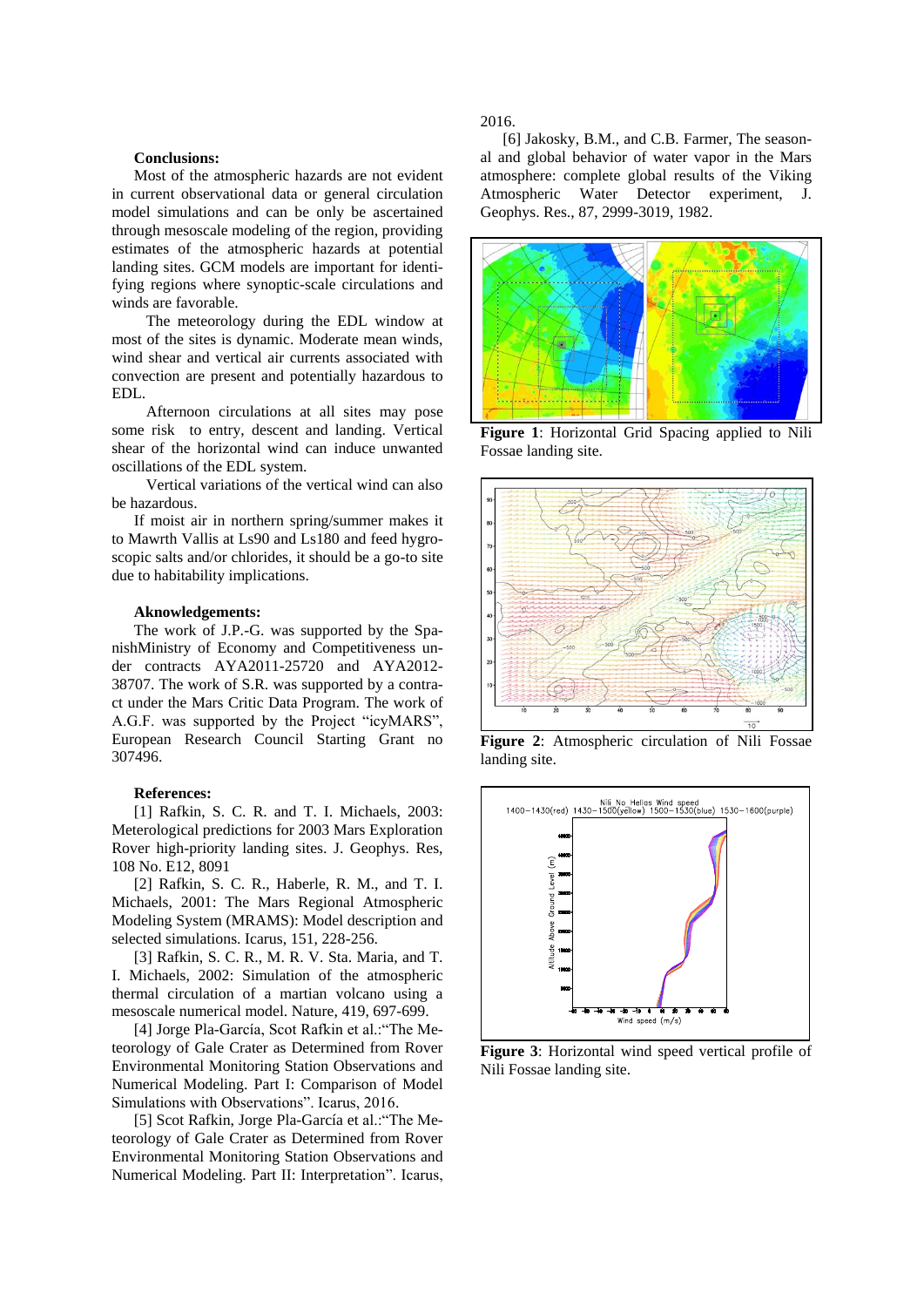**Conclusions:**

Most of the atmospheric hazards are not evident in current observational data or general circulation model simulations and can be only be ascertained through mesoscale modeling of the region, providing estimates of the atmospheric hazards at potential landing sites. GCM models are important for identifying regions where synoptic-scale circulations and winds are favorable.

The meteorology during the EDL window at most of the sites is dynamic. Moderate mean winds, wind shear and vertical air currents associated with convection are present and potentially hazardous to EDL.

Afternoon circulations at all sites may pose some risk to entry, descent and landing. Vertical shear of the horizontal wind can induce unwanted oscillations of the EDL system.

Vertical variations of the vertical wind can also be hazardous.

If moist air in northern spring/summer makes it to Mawrth Vallis at Ls90 and Ls180 and feed hygroscopic salts and/or chlorides, it should be a go-to site due to habitability implications.

**Aknowledgements:**

The work of J.P.-G. was supported by the SpanishMinistry of Economy and Competitiveness under contracts AYA2011-25720 and AYA2012-38707. The work of S.R. was supported by a contract under the Mars Critic Data Program. The work of A.G.F. was supported by the Project "icyMARS", European Research Council Starting Grant no 307496.

**References:**

[1] Rafkin, S. C. R. and T. I. Michaels, 2003: Meterological predictions for 2003 Mars Exploration Rover high-priority landing sites. J. Geophys. Res, 108 No. E12, 8091

[2] Rafkin, S. C. R., Haberle, R. M., and T. I. Michaels, 2001: The Mars Regional Atmospheric Modeling System (MRAMS): Model description and selected simulations. Icarus, 151, 228-256.

[3] Rafkin, S. C. R., M. R. V. Sta. Maria, and T. I. Michaels, 2002: Simulation of the atmospheric thermal circulation of a martian volcano using a mesoscale numerical model. Nature, 419, 697-699.

[4] Jorge Pla-García, Scot Rafkin et al.:"The Meteorology of Gale Crater as Determined from Rover Environmental Monitoring Station Observations and Numerical Modeling. Part I: Comparison of Model Simulations with Observations". Icarus, 2016.

[5] Scot Rafkin, Jorge Pla-García et al.:"The Meteorology of Gale Crater as Determined from Rover Environmental Monitoring Station Observations and Numerical Modeling. Part II: Interpretation". Icarus, 2016.

[6] Jakosky, B.M., and C.B. Farmer, The seasonal and global behavior of water vapor in the Mars atmosphere: complete global results of the Viking Atmospheric Water Detector experiment, J. Geophys. Res., 87, 2999-3019, 1982.

**Figure 1**: Horizontal Grid Spacing applied to Nili Fossae landing site.

**Figure 2**: Atmospheric circulation of Nili Fossae landing site.

**Figure 3**: Horizontal wind speed vertical profile of Nili Fossae landing site.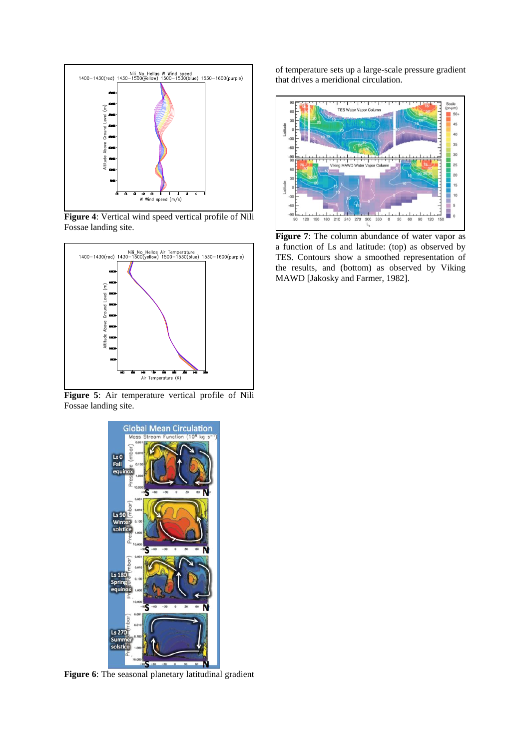Nili_No_Hellas W Wind speed
1400−1430(red) 1430−1500(yellow) 1500−1530(blue) 1530−1600(purple)

Altitude Above Ground Level (m)

W Wind speed (m/s)

**Figure 4**: Vertical wind speed vertical profile of Nili Fossae landing site.

Nili_No_Hellas Air Temperature
1400−1430(red) 1430−1500(yellow) 1500−1530(blue) 1530−1600(purple)

Altitude Above Ground Level (m)

Air Temperature (K)

**Figure 5**: Air temperature vertical profile of Nili Fossae landing site.

Global Mean Circulation

Mass Stream Function ($10^8$ kg s$^{-1}$)

Ls 0 Fall equinox

Ls 90 Winter solstice

Ls 180 Spring equinox

Ls 270 Summer solstice

Pressure (mbar)

S

N

**Figure 6**: The seasonal planetary latitudinal gradient of temperature sets up a large-scale pressure gradient that drives a meridional circulation.

TES Water Vapor Column

Viking MAWD Water Vapor Column

Latitude

Scale (pr-μm)

**Figure 7**: The column abundance of water vapor as a function of Ls and latitude: (top) as observed by TES. Contours show a smoothed representation of the results, and (bottom) as observed by Viking MAWD [Jakosky and Farmer, 1982].